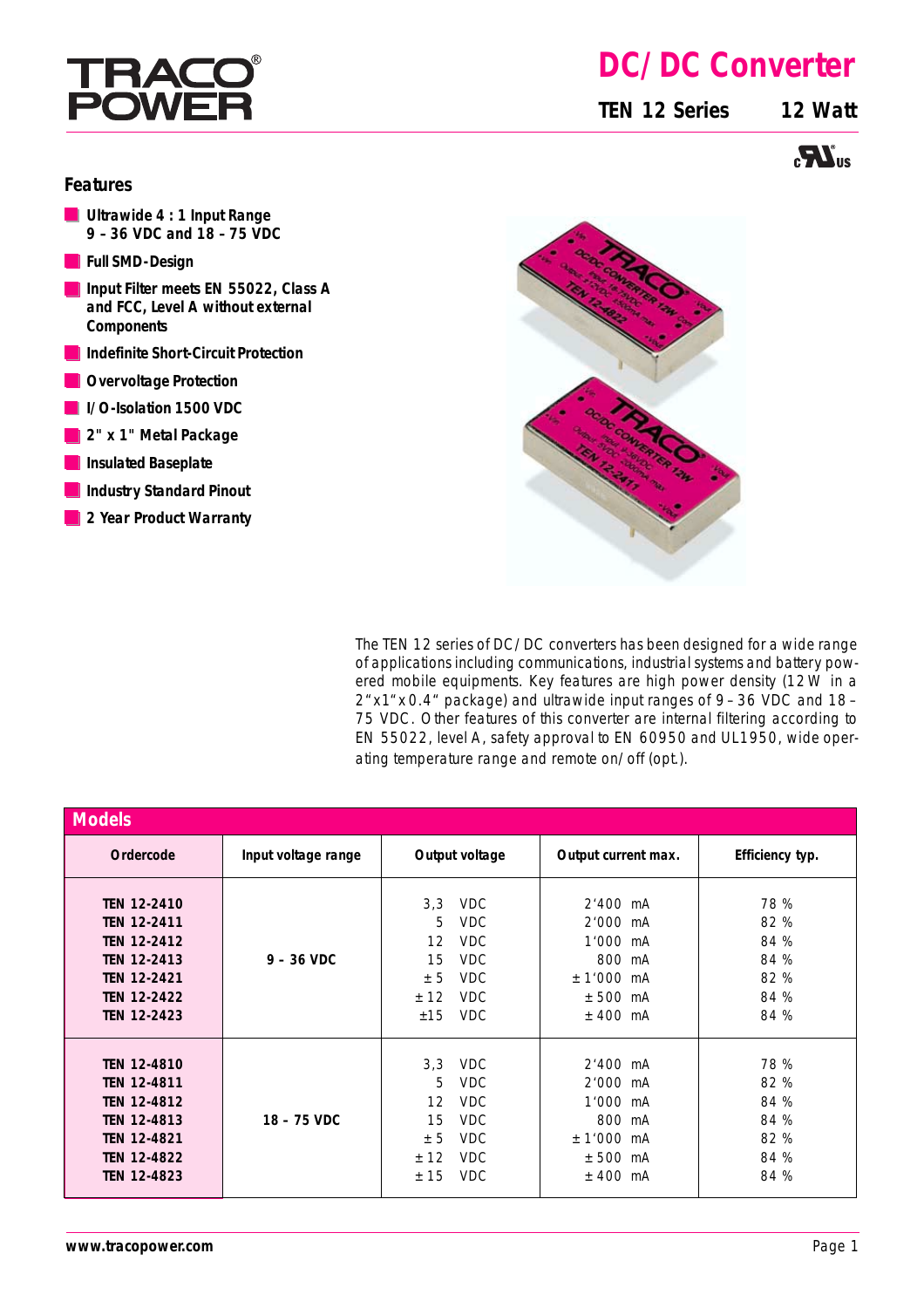# DC/DC Converter

**TEN 12 Series** **12 Watt**

## Features

- **Ultrawide 4 : 1 Input Range 9 – 36 VDC and 18 – 75 VDC**
- **Full SMD-Design**
- **Input Filter meets EN 55022, Class A and FCC, Level A without external Components**
- **Indefinite Short-Circuit Protection**
- **Overvoltage Protection**
- **I/O-Isolation 1500 VDC**
- **2" x 1" Metal Package**
- **Insulated Baseplate**
- **Industry Standard Pinout**
- **2 Year Product Warranty**

The TEN 12 series of DC/DC converters has been designed for a wide range of applications including communications, industrial systems and battery powered mobile equipments. Key features are high power density (12 W in a 2"x1"x0.4" package) and ultrawide input ranges of 9 – 36 VDC and 18 – 75 VDC. Other features of this converter are internal filtering according to EN 55022, level A, safety approval to EN 60950 and UL1950, wide operating temperature range and remote on/off (opt.).

## Models

| Ordercode | Input voltage range | Output voltage | Output current max. | Efficiency typ. |
|---|---|---|---|---|
| **TEN 12-2410** | **9 - 36 VDC** | 3,3 VDC | 2'400 mA | 78 % |
| **TEN 12-2411** | | 5 VDC | 2'000 mA | 82 % |
| **TEN 12-2412** | | 12 VDC | 1'000 mA | 84 % |
| **TEN 12-2413** | | 15 VDC | 800 mA | 84 % |
| **TEN 12-2421** | | ± 5 VDC | ± 1'000 mA | 82 % |
| **TEN 12-2422** | | ± 12 VDC | ± 500 mA | 84 % |
| **TEN 12-2423** | | ±15 VDC | ± 400 mA | 84 % |
| **TEN 12-4810** | **18 - 75 VDC** | 3,3 VDC | 2'400 mA | 78 % |
| **TEN 12-4811** | | 5 VDC | 2'000 mA | 82 % |
| **TEN 12-4812** | | 12 VDC | 1'000 mA | 84 % |
| **TEN 12-4813** | | 15 VDC | 800 mA | 84 % |
| **TEN 12-4821** | | ± 5 VDC | ± 1'000 mA | 82 % |
| **TEN 12-4822** | | ± 12 VDC | ± 500 mA | 84 % |
| **TEN 12-4823** | | ± 15 VDC | ± 400 mA | 84 % |

**www.tracopower.com**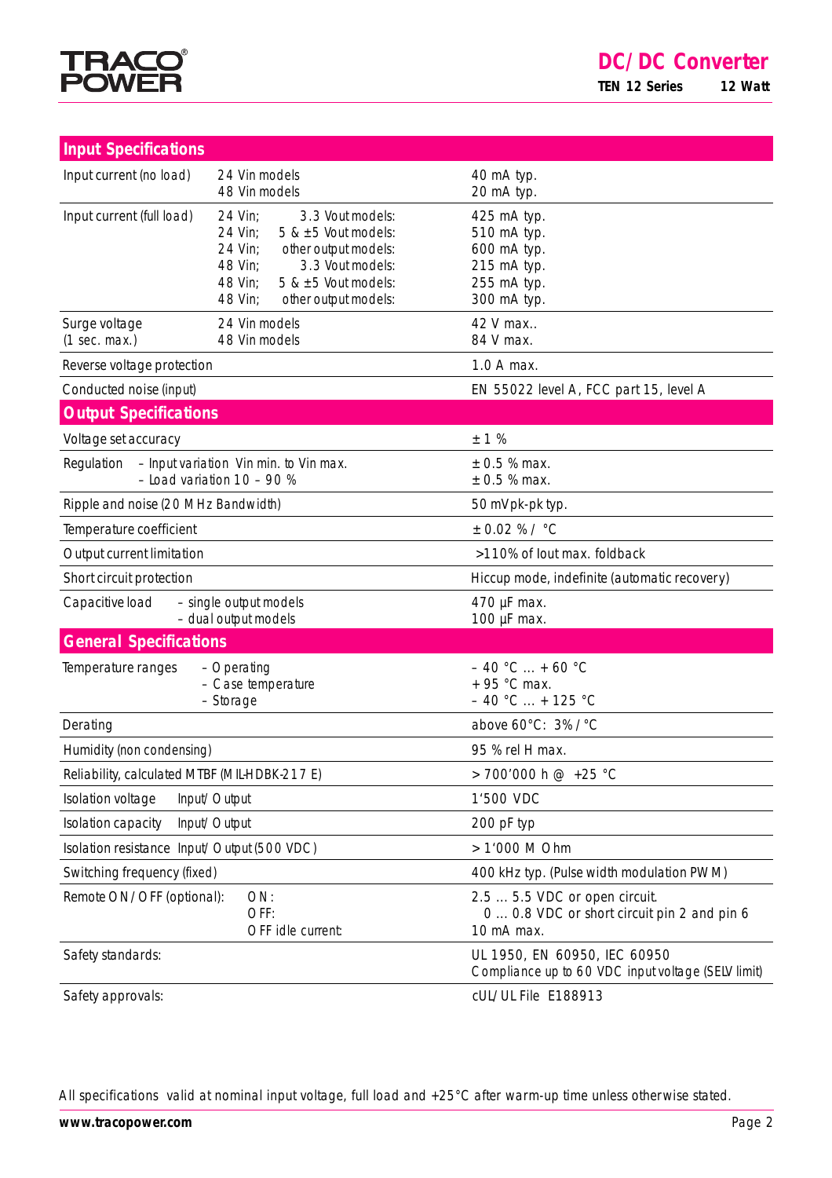## Input Specifications

| | | |
|---|---|---|
| Input current (no load) | 24 Vin models<br>48 Vin models | 40 mA typ.<br>20 mA typ. |
| Input current (full load) | 24 Vin; 3.3 Vout models:<br>24 Vin; 5 & ±5 Vout models:<br>24 Vin; other output models:<br>48 Vin; 3.3 Vout models:<br>48 Vin; 5 & ±5 Vout models:<br>48 Vin; other output models: | 425 mA typ.<br>510 mA typ.<br>600 mA typ.<br>215 mA typ.<br>255 mA typ.<br>300 mA typ. |
| Surge voltage<br>(1 sec. max.) | 24 Vin models<br>48 Vin models | 42 V max..<br>84 V max. |
| Reverse voltage protection | | 1.0 A max. |
| Conducted noise (input) | | EN 55022 level A, FCC part 15, level A |

## Output Specifications

| | | |
|---|---|---|
| Voltage set accuracy | | ± 1 % |
| Regulation | – Input variation Vin min. to Vin max.<br>– Load variation 10 – 90 % | ± 0.5 % max.<br>± 0.5 % max. |
| Ripple and noise (20 MHz Bandwidth) | | 50 mVpk-pk typ. |
| Temperature coefficient | | ± 0.02 % / °C |
| Output current limitation | | >110% of Iout max. foldback |
| Short circuit protection | | Hiccup mode, indefinite (automatic recovery) |
| Capacitive load | – single output models<br>– dual output models | 470 µF max.<br>100 µF max. |

## General Specifications

| | | |
|---|---|---|
| Temperature ranges | – Operating<br>– Case temperature<br>– Storage | – 40 °C ... + 60 °C<br>+ 95 °C max.<br>– 40 °C ... + 125 °C |
| Derating | | above 60°C: 3% / °C |
| Humidity (non condensing) | | 95 % rel H max. |
| Reliability, calculated MTBF (MIL-HDBK-217 E) | | > 700'000 h @ +25 °C |
| Isolation voltage | Input/Output | 1'500 VDC |
| Isolation capacity | Input/Output | 200 pF typ |
| Isolation resistance | Input/Output (500 VDC) | > 1'000 M Ohm |
| Switching frequency (fixed) | | 400 kHz typ. (Pulse width modulation PWM) |
| Remote ON/OFF (optional): | ON:<br>OFF:<br>OFF idle current: | 2.5 ... 5.5 VDC or open circuit.<br>0 ... 0.8 VDC or short circuit pin 2 and pin 6<br>10 mA max. |
| Safety standards: | | UL 1950, EN 60950, IEC 60950<br>Compliance up to 60 VDC input voltage (SELV limit) |
| Safety approvals: | | cUL/UL File E188913 |

All specifications valid at nominal input voltage, full load and +25°C after warm-up time unless otherwise stated.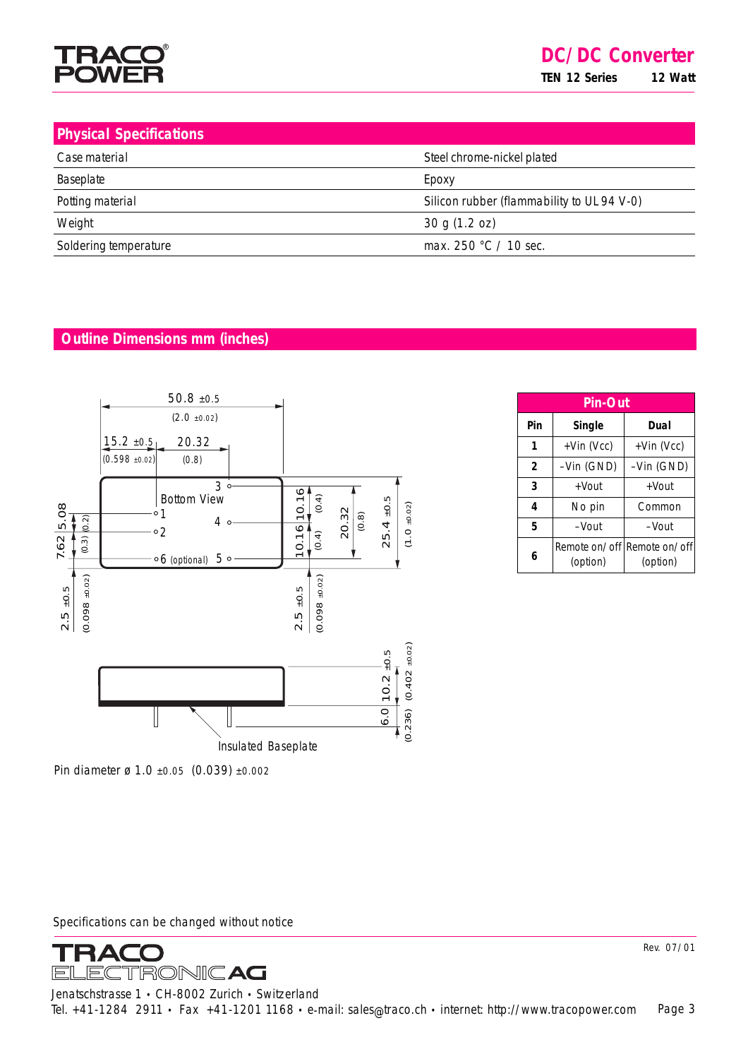## Physical Specifications

| | |
|---|---|
| Case material | Steel chrome-nickel plated |
| Baseplate | Epoxy |
| Potting material | Silicon rubber (flammability to UL94 V-0) |
| Weight | 30 g (1.2 oz) |
| Soldering temperature | max. 250 °C / 10 sec. |

## Outline Dimensions mm (inches)

50.8 ±0.5
(2.0 ±0.02)
15.2 ±0.5
(0.598 ±0.02)
20.32
(0.8)
3
Bottom View
1
4
2
6 (optional)
5
7.62
(0.3)
5.08
(0.2)
10.16
(0.4)
10.16
(0.4)
20.32
(0.8)
25.4 ±0.5
(1.0 ±0.02)
2.5 ±0.5
(0.098 ±0.02)
2.5 ±0.5
(0.098 ±0.02)
10.2 ±0.5
(0.402 ±0.02)
6.0
(0.236)
Insulated Baseplate

Pin diameter ø 1.0 ±0.05 (0.039) ±0.002

| Pin-Out | | |
|---|---|---|
| **Pin** | **Single** | **Dual** |
| **1** | +Vin (Vcc) | +Vin (Vcc) |
| **2** | –Vin (GND) | –Vin (GND) |
| **3** | +Vout | +Vout |
| **4** | No pin | Common |
| **5** | –Vout | –Vout |
| **6** | Remote on/off (option) | Remote on/off (option) |

Specifications can be changed without notice

Rev. 07/01

TRACO ELECTRONIC AG
Jenatschstrasse 1 • CH-8002 Zurich • Switzerland
Tel. +41-1284 2911 • Fax +41-1201 1168 • e-mail: sales@traco.ch • internet: http://www.tracopower.com